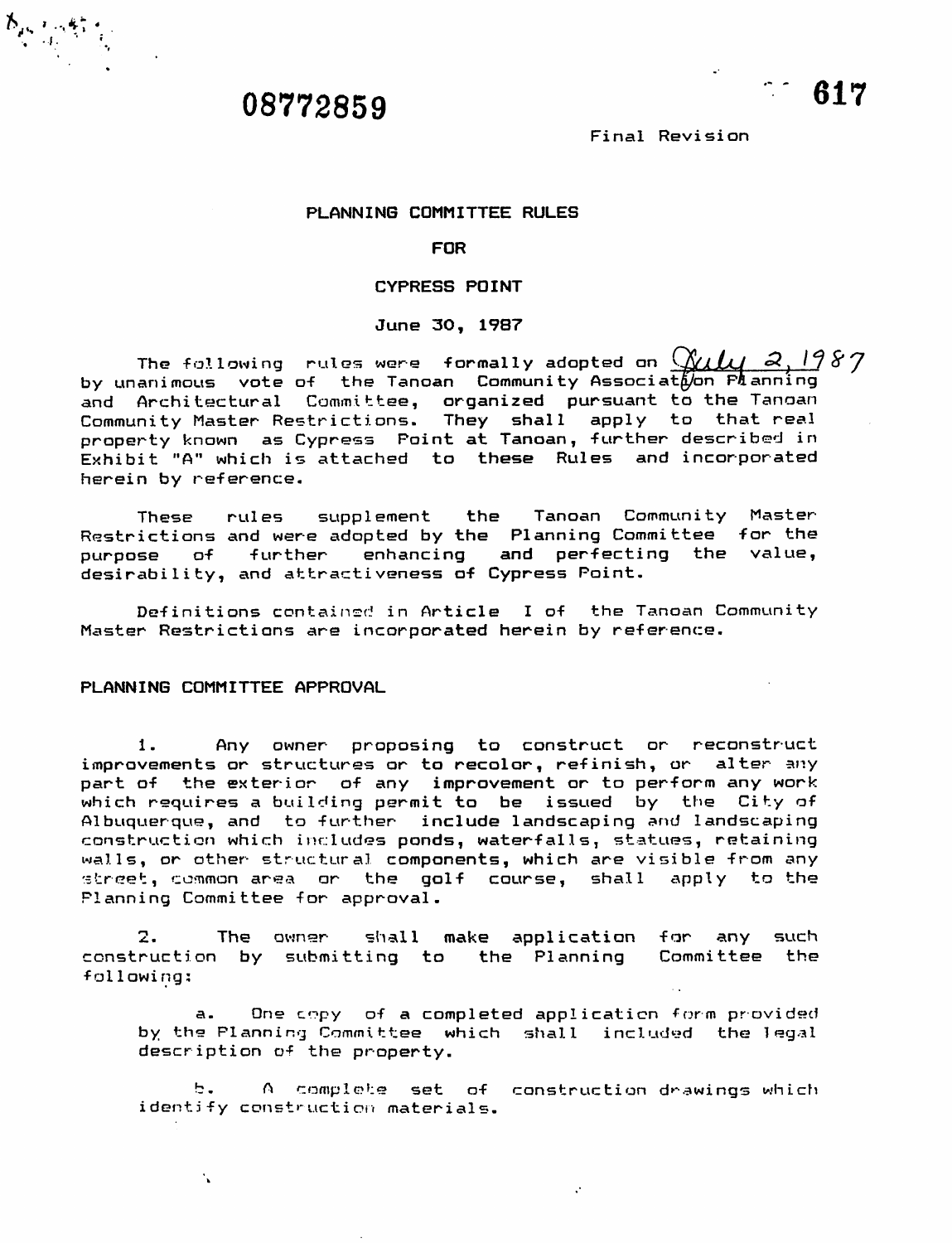08772859

Final Revision

# PLANNING COMMITTEE RULES

# FOR

# CYPRESS POINT

June 30, 1987

The following rules were formally adopted on July 2, 1987 by unanimous vote of the Tanoan Community Association Planning and Architectural Committee, organized pursuant to the Tanoan Community Master Restrictions. They shall apply to that real property known as Cypress Point at Tanoan, further described in Exhibit "A" which is attached to these Rules and incorporated herein by reference.

These rules supplement the Tanoan Community Master Restrictions and were adopted by the Planning Committee for the purpose of further enhancing and perfecting the value, desirability, and attractiveness of Cypress Point.

Definitions contained in Article I of the Tanoan Community Master Restrictions are incorporated herein by reference.

## PLANNING COMMITTEE APPROVAL

1. Any owner proposing to construct or reconstruct improvements or structures or to recolor, refinish, or alter any part of the exterior of any improvement or to perform any work which requires a building permit to be issued by the City of Albuquerque, and to further include landscaping and landscaping construction which includes ponds, waterfalls, statues, retaining walls, or other structural components, which are visible from any street, common area or the golf course, shall apply to the Planning Committee for approval.

2. The owner shall make application for any such construction by submitting to the Planning Committee the following:

   a. One copy of a completed application form provided by the Planning Committee which shall included the legal description of the property.

   b. A complete set of construction drawings which identify construction materials.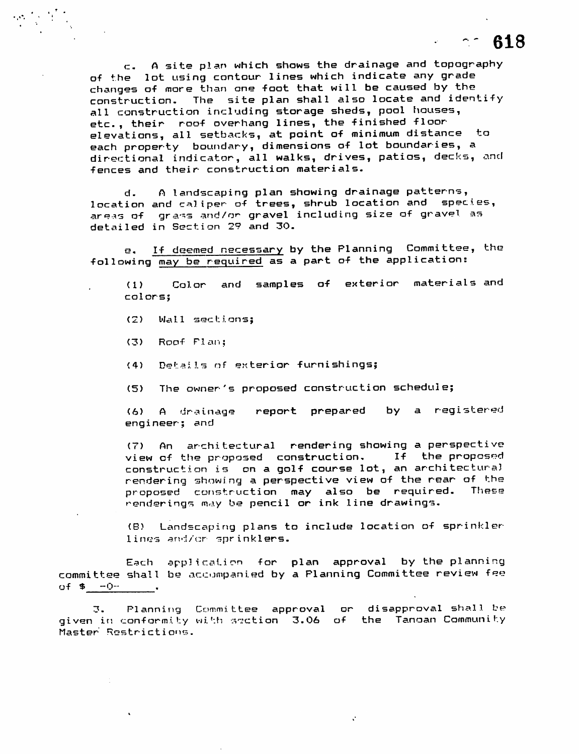c. A site plan which shows the drainage and topography of the lot using contour lines which indicate any grade changes of more than one foot that will be caused by the construction. The site plan shall also locate and identify all construction including storage sheds, pool houses, etc., their roof overhang lines, the finished floor elevations, all setbacks, at point of minimum distance to each property boundary, dimensions of lot boundaries, a directional indicator, all walks, drives, patios, decks, and fences and their construction materials.

d. A landscaping plan showing drainage patterns, location and caliper of trees, shrub location and species, areas of grass and/or gravel including size of gravel as detailed in Section 29 and 30.

e. <u>If deemed necessary</u> by the Planning Committee, the following <u>may be required</u> as a part of the application:

(1) Color and samples of exterior materials and colors;

(2) Wall sections;

(3) Roof Plan;

(4) Details of exterior furnishings;

(5) The owner's proposed construction schedule;

(6) A drainage report prepared by a registered engineer; and

(7) An architectural rendering showing a perspective view of the proposed construction. If the proposed construction is on a golf course lot, an architectural rendering showing a perspective view of the rear of the proposed construction may also be required. These renderings may be pencil or ink line drawings.

(8) Landscaping plans to include location of sprinkler lines and/or sprinklers.

Each application for plan approval by the planning committee shall be accompanied by a Planning Committee review fee of $ -0- .

3. Planning Committee approval or disapproval shall be given in conformity with section 3.06 of the Tanoan Community Master Restrictions.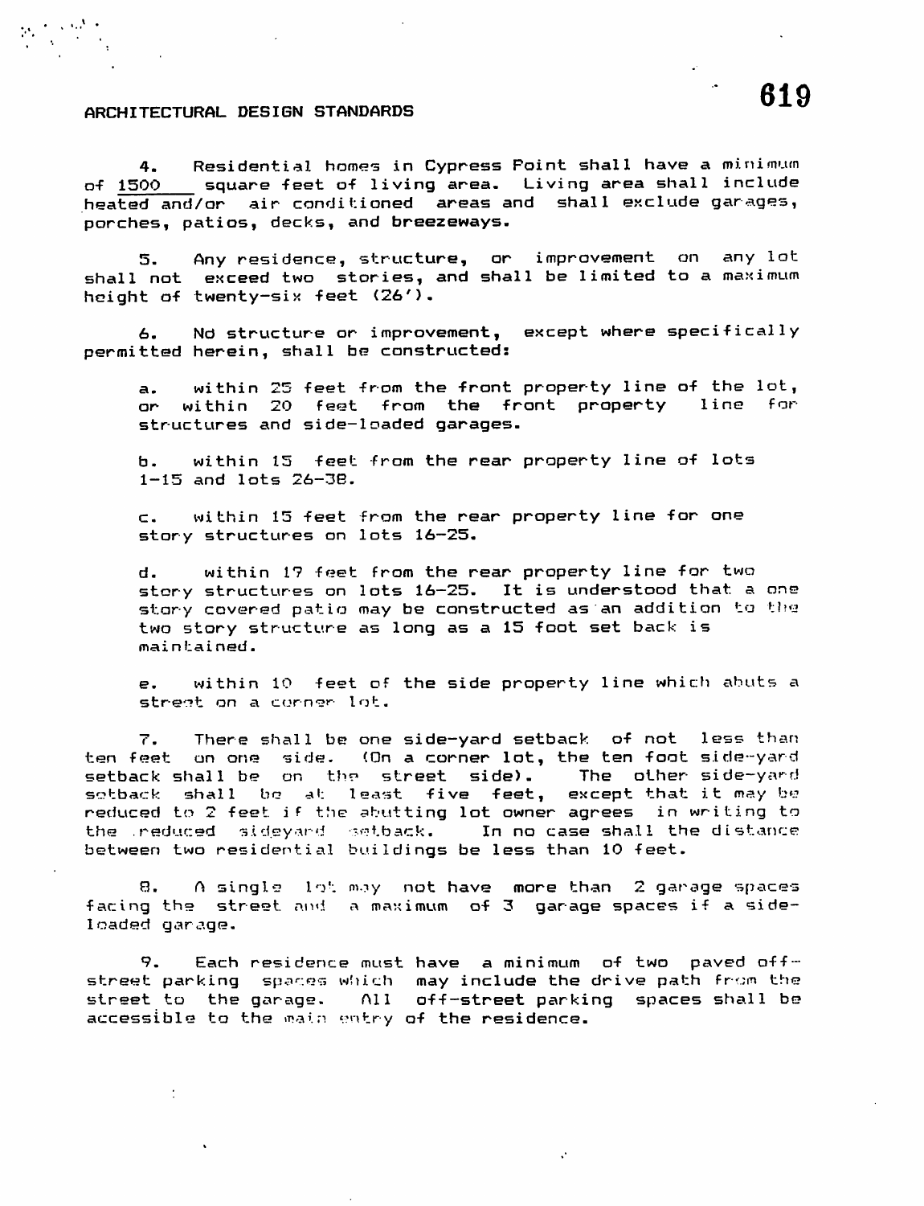## ARCHITECTURAL DESIGN STANDARDS

4. Residential homes in Cypress Point shall have a minimum of 1500 square feet of living area. Living area shall include heated and/or air conditioned areas and shall exclude garages, porches, patios, decks, and breezeways.

5. Any residence, structure, or improvement on any lot shall not exceed two stories, and shall be limited to a maximum height of twenty-six feet (26').

6. No structure or improvement, except where specifically permitted herein, shall be constructed:

   a. within 25 feet from the front property line of the lot, or within 20 feet from the front property line for structures and side-loaded garages.

   b. within 15 feet from the rear property line of lots 1-15 and lots 26-38.

   c. within 15 feet from the rear property line for one story structures on lots 16-25.

   d. within 17 feet from the rear property line for two story structures on lots 16-25. It is understood that a one story covered patio may be constructed as an addition to the two story structure as long as a 15 foot set back is maintained.

   e. within 10 feet of the side property line which abuts a street on a corner lot.

7. There shall be one side-yard setback of not less than ten feet on one side. (On a corner lot, the ten foot side-yard setback shall be on the street side). The other side-yard setback shall be at least five feet, except that it may be reduced to 2 feet if the abutting lot owner agrees in writing to the reduced sideyard setback. In no case shall the distance between two residential buildings be less than 10 feet.

8. A single lot may not have more than 2 garage spaces facing the street and a maximum of 3 garage spaces if a side-loaded garage.

9. Each residence must have a minimum of two paved off-street parking spaces which may include the drive path from the street to the garage. All off-street parking spaces shall be accessible to the main entry of the residence.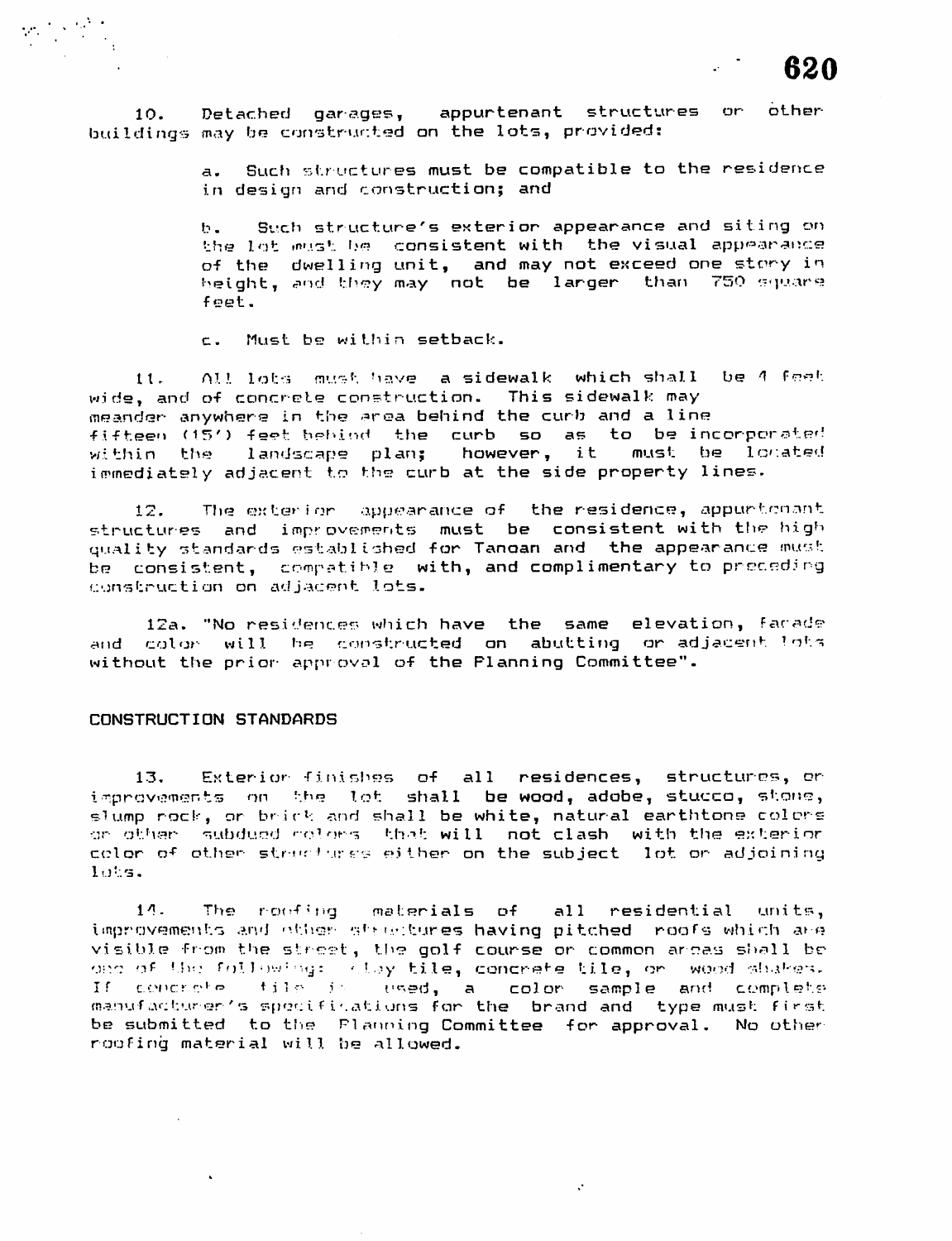10. Detached garages, appurtenant structures or other buildings may be constructed on the lots, provided:

a. Such structures must be compatible to the residence in design and construction; and

b. Such structure's exterior appearance and siting on the lot must be consistent with the visual appearance of the dwelling unit, and may not exceed one story in height, and they may not be larger than 750 square feet.

c. Must be within setback.

11. All lots must have a sidewalk which shall be 4 feet wide, and of concrete construction. This sidewalk may meander anywhere in the area behind the curb and a line fifteen (15') feet behind the curb so as to be incorporated within the landscape plan; however, it must be located immediately adjacent to the curb at the side property lines.

12. The exterior appearance of the residence, appurtenant structures and improvements must be consistent with the high quality standards established for Tanoan and the appearance must be consistent, compatible with, and complimentary to preceding construction on adjacent lots.

12a. "No residences which have the same elevation, facade and color will be constructed on abutting or adjacent lots without the prior approval of the Planning Committee".

## CONSTRUCTION STANDARDS

13. Exterior finishes of all residences, structures, or improvements on the lot shall be wood, adobe, stucco, stone, slump rock, or brick and shall be white, natural earthtone colors or other subdued colors that will not clash with the exterior color of other structures either on the subject lot or adjoining lots.

14. The roofing materials of all residential units, improvements and other structures having pitched roofs which are visible from the street, the golf course or common areas shall be one of the following: clay tile, concrete tile, or wood shakes. If concrete tile is used, a color sample and complete manufacturer's specifications for the brand and type must first be submitted to the Planning Committee for approval. No other roofing material will be allowed.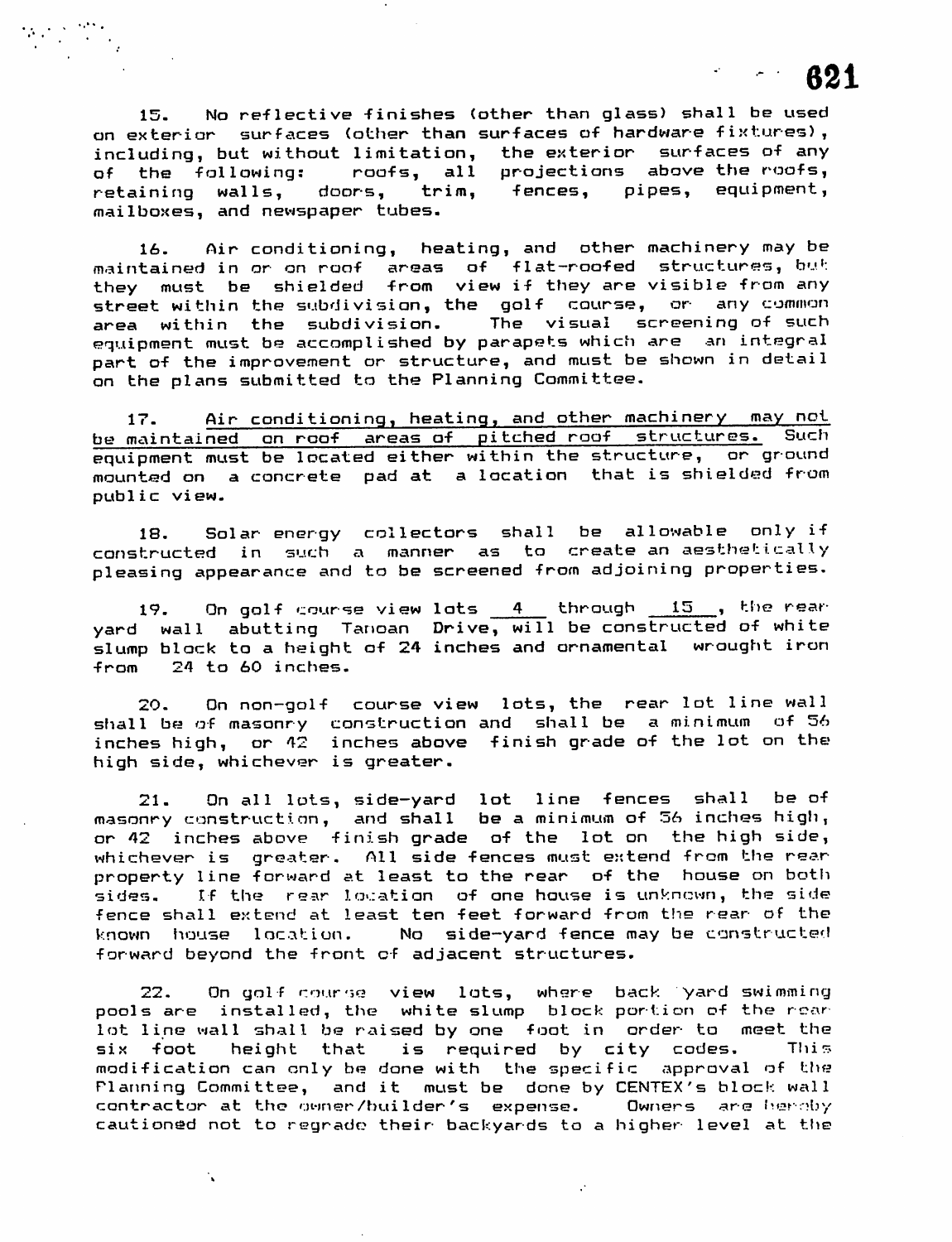15. No reflective finishes (other than glass) shall be used on exterior surfaces (other than surfaces of hardware fixtures), including, but without limitation, the exterior surfaces of any of the following: roofs, all projections above the roofs, retaining walls, doors, trim, fences, pipes, equipment, mailboxes, and newspaper tubes.

16. Air conditioning, heating, and other machinery may be maintained in or on roof areas of flat-roofed structures, but they must be shielded from view if they are visible from any street within the subdivision, the golf course, or any common area within the subdivision. The visual screening of such equipment must be accomplished by parapets which are an integral part of the improvement or structure, and must be shown in detail on the plans submitted to the Planning Committee.

17. <u>Air conditioning, heating, and other machinery may not be maintained on roof areas of pitched roof structures.</u> Such equipment must be located either within the structure, or ground mounted on a concrete pad at a location that is shielded from public view.

18. Solar energy collectors shall be allowable only if constructed in such a manner as to create an aesthetically pleasing appearance and to be screened from adjoining properties.

19. On golf course view lots <u>4</u> through <u>15</u>, the rear yard wall abutting Tanoan Drive, will be constructed of white slump block to a height of 24 inches and ornamental wrought iron from 24 to 60 inches.

20. On non-golf course view lots, the rear lot line wall shall be of masonry construction and shall be a minimum of 56 inches high, or 42 inches above finish grade of the lot on the high side, whichever is greater.

21. On all lots, side-yard lot line fences shall be of masonry construction, and shall be a minimum of 56 inches high, or 42 inches above finish grade of the lot on the high side, whichever is greater. All side fences must extend from the rear property line forward at least to the rear of the house on both sides. If the rear location of one house is unknown, the side fence shall extend at least ten feet forward from the rear of the known house location. No side-yard fence may be constructed forward beyond the front of adjacent structures.

22. On golf course view lots, where back yard swimming pools are installed, the white slump block portion of the rear lot line wall shall be raised by one foot in order to meet the six foot height that is required by city codes. This modification can only be done with the specific approval of the Planning Committee, and it must be done by CENTEX's block wall contractor at the owner/builder's expense. Owners are hereby cautioned not to regrade their backyards to a higher level at the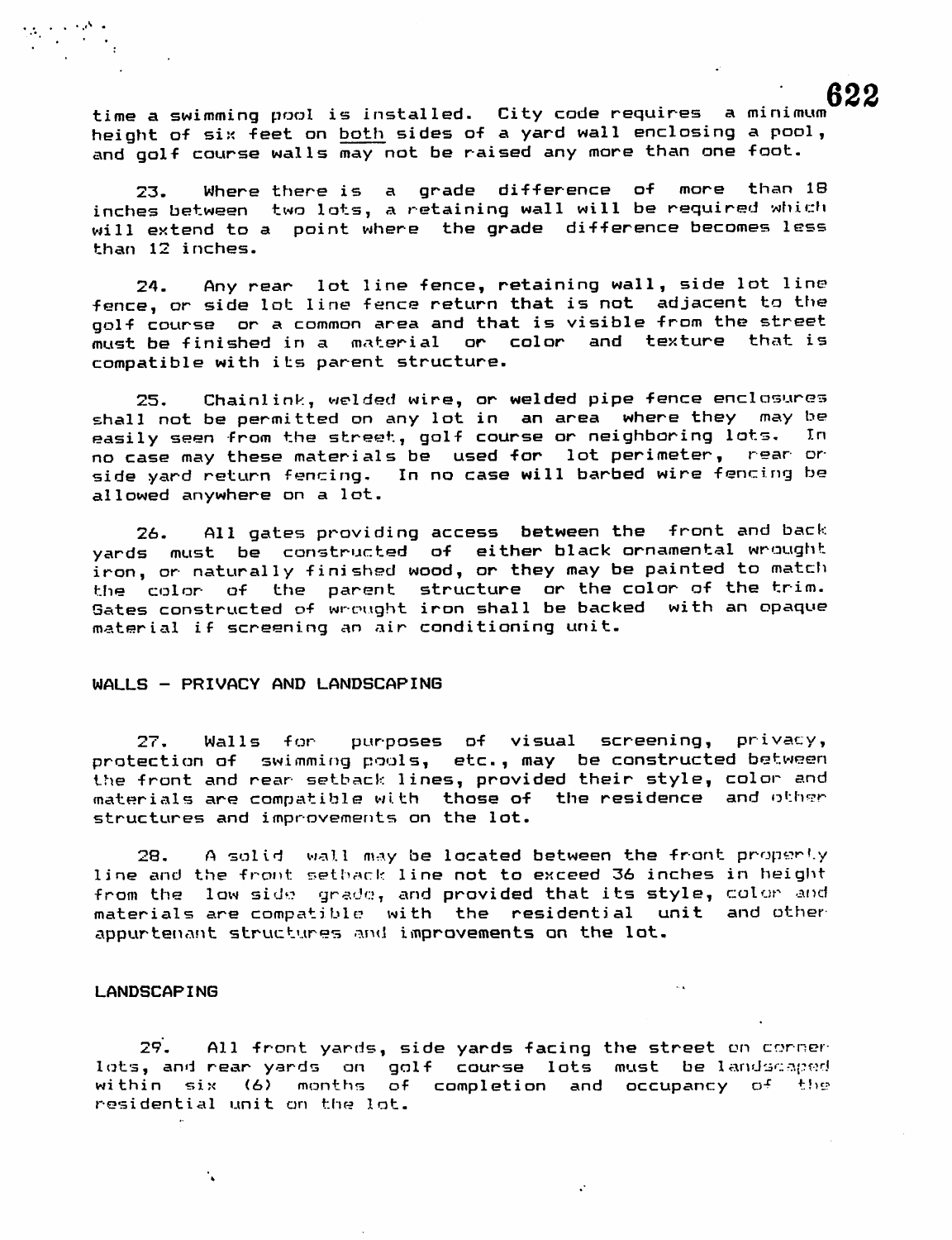time a swimming pool is installed. City code requires a minimum height of six feet on <u>both</u> sides of a yard wall enclosing a pool, and golf course walls may not be raised any more than one foot.

23. Where there is a grade difference of more than 18 inches between two lots, a retaining wall will be required which will extend to a point where the grade difference becomes less than 12 inches.

24. Any rear lot line fence, retaining wall, side lot line fence, or side lot line fence return that is not adjacent to the golf course or a common area and that is visible from the street must be finished in a material or color and texture that is compatible with its parent structure.

25. Chainlink, welded wire, or welded pipe fence enclosures shall not be permitted on any lot in an area where they may be easily seen from the street, golf course or neighboring lots. In no case may these materials be used for lot perimeter, rear or side yard return fencing. In no case will barbed wire fencing be allowed anywhere on a lot.

26. All gates providing access between the front and back yards must be constructed of either black ornamental wrought iron, or naturally finished wood, or they may be painted to match the color of the parent structure or the color of the trim. Gates constructed of wrought iron shall be backed with an opaque material if screening an air conditioning unit.

## WALLS - PRIVACY AND LANDSCAPING

27. Walls for purposes of visual screening, privacy, protection of swimming pools, etc., may be constructed between the front and rear setback lines, provided their style, color and materials are compatible with those of the residence and other structures and improvements on the lot.

28. A solid wall may be located between the front property line and the front setback line not to exceed 36 inches in height from the low side grade, and provided that its style, color and materials are compatible with the residential unit and other appurtenant structures and improvements on the lot.

## LANDSCAPING

29. All front yards, side yards facing the street on corner lots, and rear yards on golf course lots must be landscaped within six (6) months of completion and occupancy of the residential unit on the lot.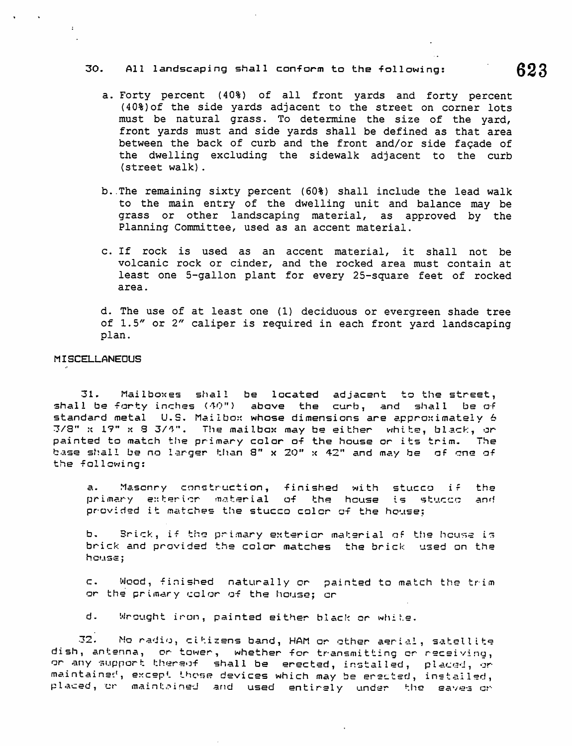30. All landscaping shall conform to the following:

a. Forty percent (40%) of all front yards and forty percent (40%)of the side yards adjacent to the street on corner lots must be natural grass. To determine the size of the yard, front yards must and side yards shall be defined as that area between the back of curb and the front and/or side façade of the dwelling excluding the sidewalk adjacent to the curb (street walk).

b. The remaining sixty percent (60%) shall include the lead walk to the main entry of the dwelling unit and balance may be grass or other landscaping material, as approved by the Planning Committee, used as an accent material.

c. If rock is used as an accent material, it shall not be volcanic rock or cinder, and the rocked area must contain at least one 5-gallon plant for every 25-square feet of rocked area.

d. The use of at least one (1) deciduous or evergreen shade tree of 1.5" or 2" caliper is required in each front yard landscaping plan.

MISCELLANEOUS

31. Mailboxes shall be located adjacent to the street, shall be forty inches (40") above the curb, and shall be of standard metal U.S. Mailbox whose dimensions are approximately 6 3/8" x 19" x 8 3/4". The mailbox may be either white, black, or painted to match the primary color of the house or its trim. The base shall be no larger than 8" x 20" x 42" and may be of one of the following:

a. Masonry construction, finished with stucco if the primary exterior material of the house is stucco and provided it matches the stucco color of the house;

b. Brick, if the primary exterior material of the house is brick and provided the color matches the brick used on the house;

c. Wood, finished naturally or painted to match the trim or the primary color of the house; or

d. Wrought iron, painted either black or white.

32. No radio, citizens band, HAM or other aerial, satellite dish, antenna, or tower, whether for transmitting or receiving, or any support thereof shall be erected, installed, placed, or maintained, except those devices which may be erected, installed, placed, or maintained and used entirely under the eaves or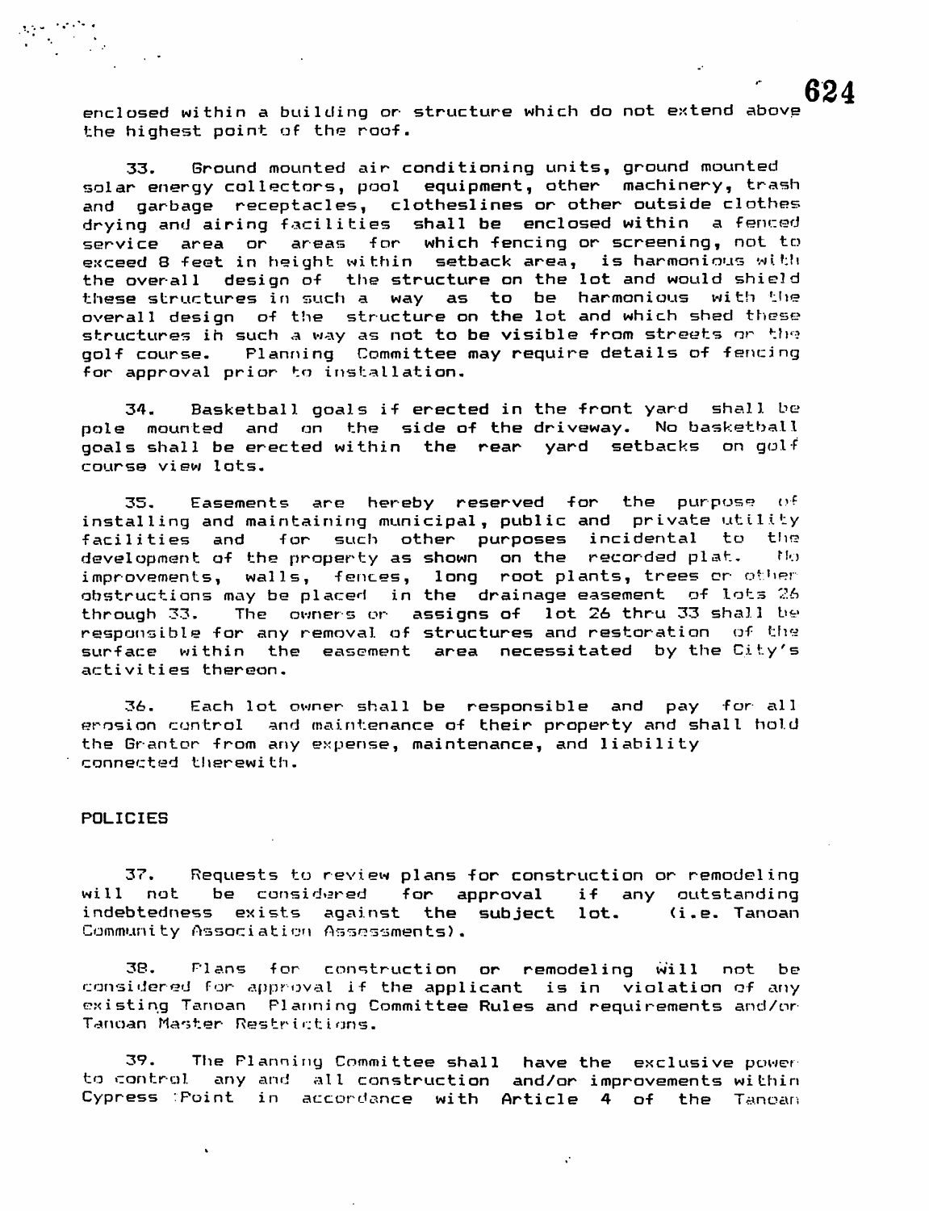enclosed within a building or structure which do not extend above the highest point of the roof.

33. Ground mounted air conditioning units, ground mounted solar energy collectors, pool equipment, other machinery, trash and garbage receptacles, clotheslines or other outside clothes drying and airing facilities shall be enclosed within a fenced service area or areas for which fencing or screening, not to exceed 8 feet in height within setback area, is harmonious with the overall design of the structure on the lot and would shield these structures in such a way as to be harmonious with the overall design of the structure on the lot and which shed these structures in such a way as not to be visible from streets or the golf course. Planning Committee may require details of fencing for approval prior to installation.

34. Basketball goals if erected in the front yard shall be pole mounted and on the side of the driveway. No basketball goals shall be erected within the rear yard setbacks on golf course view lots.

35. Easements are hereby reserved for the purpose of installing and maintaining municipal, public and private utility facilities and for such other purposes incidental to the development of the property as shown on the recorded plat. No improvements, walls, fences, long root plants, trees or other obstructions may be placed in the drainage easement of lots 26 through 33. The owners or assigns of lot 26 thru 33 shall be responsible for any removal of structures and restoration of the surface within the easement area necessitated by the City's activities thereon.

36. Each lot owner shall be responsible and pay for all erosion control and maintenance of their property and shall hold the Grantor from any expense, maintenance, and liability connected therewith.

POLICIES

37. Requests to review plans for construction or remodeling will not be considered for approval if any outstanding indebtedness exists against the subject lot. (i.e. Tanoan Community Association Assessments).

38. Plans for construction or remodeling will not be considered for approval if the applicant is in violation of any existing Tanoan Planning Committee Rules and requirements and/or Tanoan Master Restrictions.

39. The Planning Committee shall have the exclusive power to control any and all construction and/or improvements within Cypress Point in accordance with Article 4 of the Tanoan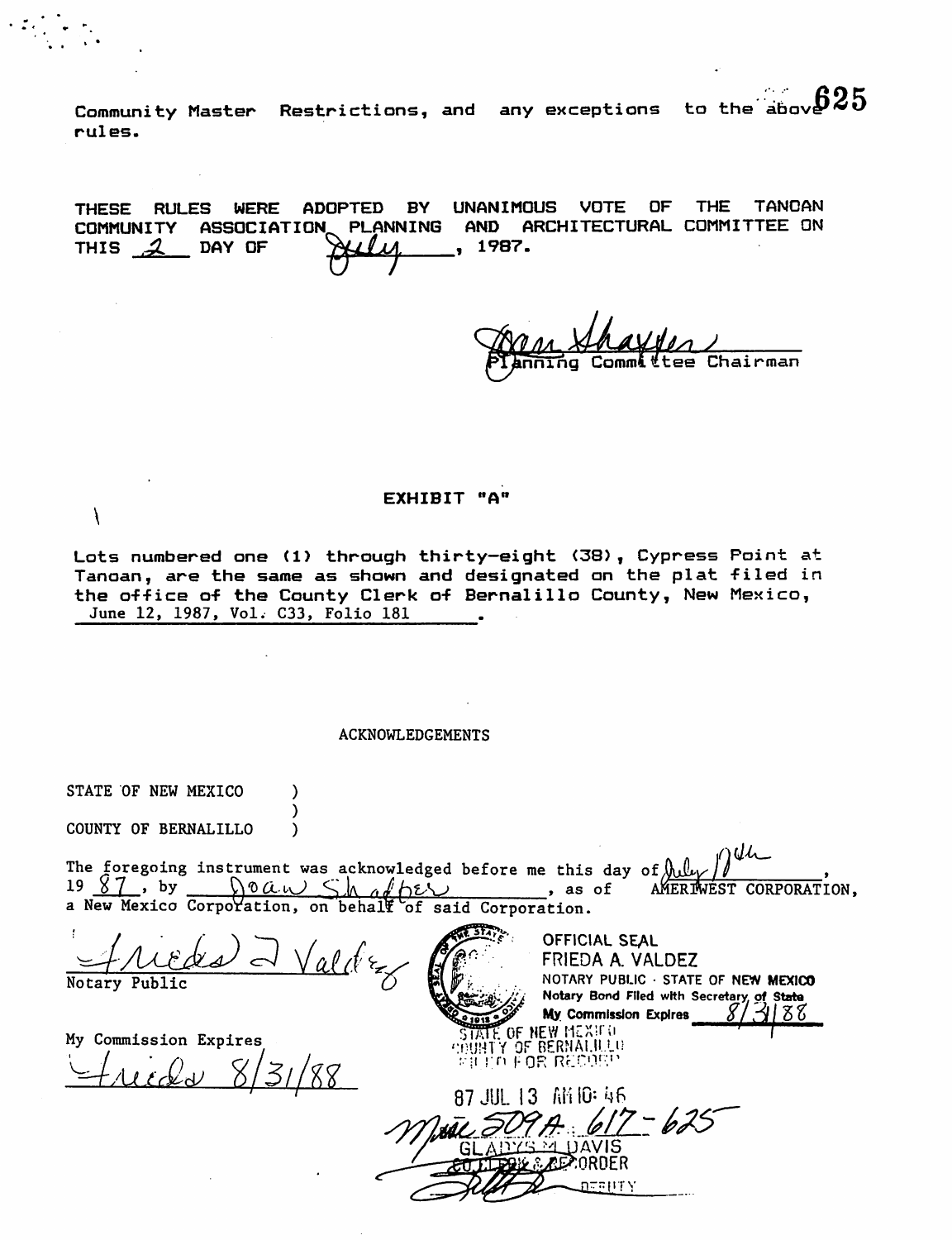Community Master Restrictions, and any exceptions to the above rules.

THESE RULES WERE ADOPTED BY UNANIMOUS VOTE OF THE TANOAN COMMUNITY ASSOCIATION PLANNING AND ARCHITECTURAL COMMITTEE ON THIS 2 DAY OF July, 1987.

Joan Shaffer
Planning Committee Chairman

EXHIBIT "A"

Lots numbered one (1) through thirty-eight (38), Cypress Point at Tanoan, are the same as shown and designated on the plat filed in the office of the County Clerk of Bernalillo County, New Mexico, June 12, 1987, Vol. C33, Folio 181.

ACKNOWLEDGEMENTS

STATE OF NEW MEXICO )
)
COUNTY OF BERNALILLO )

The foregoing instrument was acknowledged before me this day of July 10th, 19 87, by Joan Shaffer, as of AMERIWEST CORPORATION, a New Mexico Corporation, on behalf of said Corporation.

Frieda A Valdez
Notary Public

OFFICIAL SEAL
FRIEDA A. VALDEZ
NOTARY PUBLIC · STATE OF NEW MEXICO
Notary Bond Filed with Secretary of State
My Commission Expires 8/31/88

My Commission Expires
Frieda 8/31/88

STATE OF NEW MEXICO
COUNTY OF BERNALILLO
FILED FOR RECORD

87 JUL 13 AM 10:46

Misc 509A 617-625

GLADYS M DAVIS
CO CLERK & RECORDER
DEPUTY